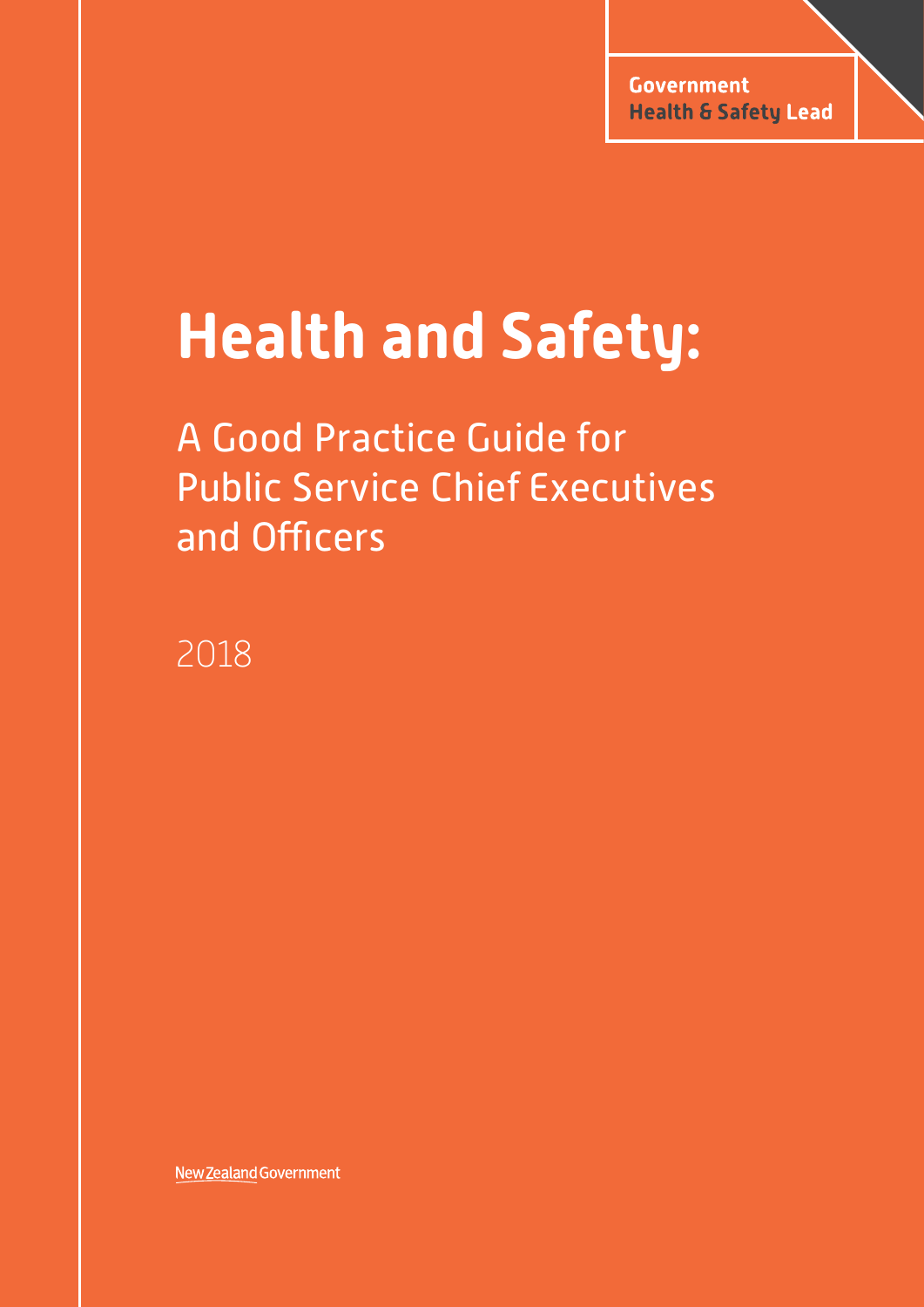Government
Health & Safety Lead

# Health and Safety:

## A Good Practice Guide for Public Service Chief Executives and Officers

2018

New Zealand Government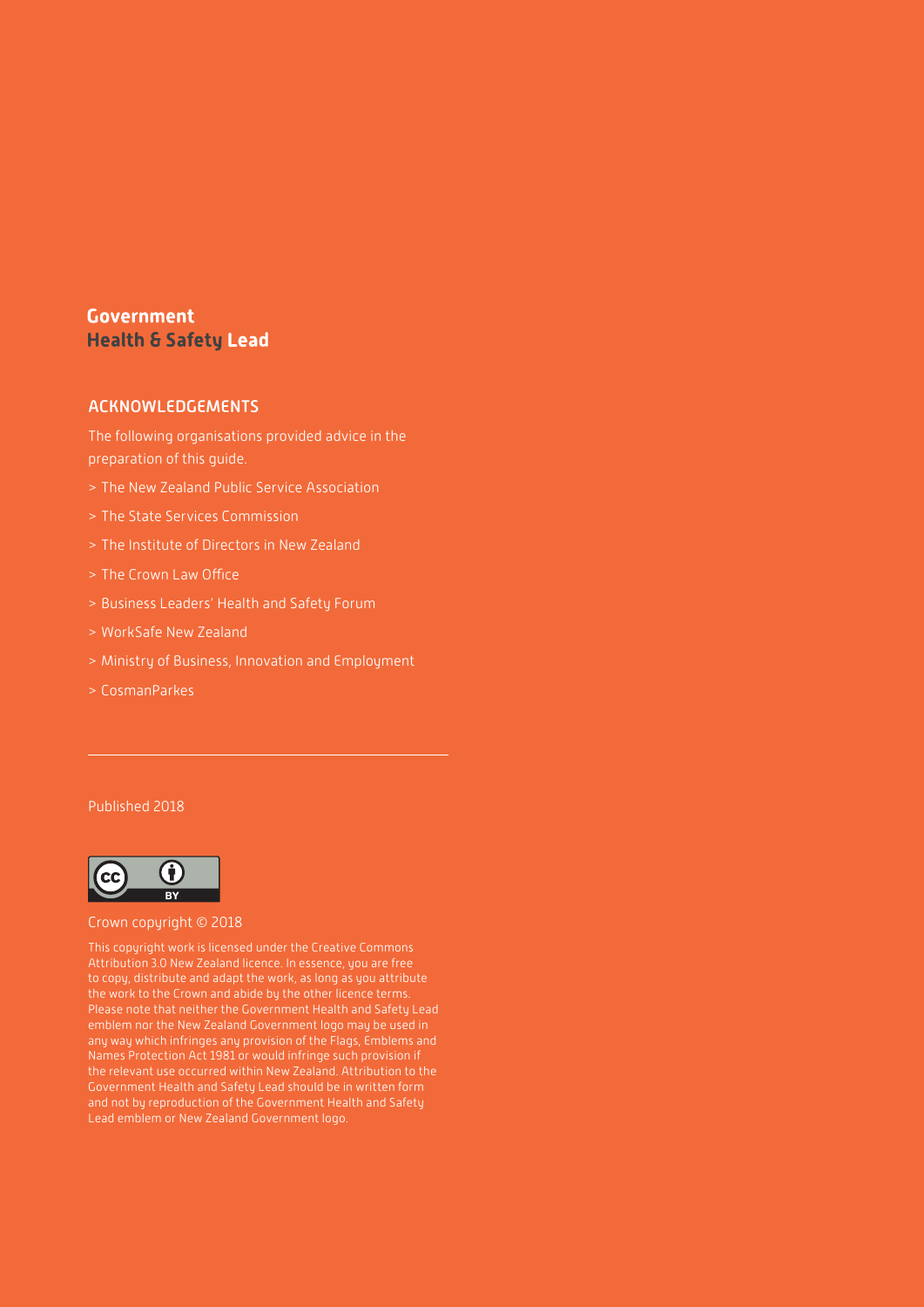**Government**
**Health & Safety Lead**

## ACKNOWLEDGEMENTS

The following organisations provided advice in the preparation of this guide.

> The New Zealand Public Service Association

> The State Services Commission

> The Institute of Directors in New Zealand

> The Crown Law Office

> Business Leaders' Health and Safety Forum

> WorkSafe New Zealand

> Ministry of Business, Innovation and Employment

> CosmanParkes

---

Published 2018

Crown copyright © 2018

This copyright work is licensed under the Creative Commons Attribution 3.0 New Zealand licence. In essence, you are free to copy, distribute and adapt the work, as long as you attribute the work to the Crown and abide by the other licence terms. Please note that neither the Government Health and Safety Lead emblem nor the New Zealand Government logo may be used in any way which infringes any provision of the Flags, Emblems and Names Protection Act 1981 or would infringe such provision if the relevant use occurred within New Zealand. Attribution to the Government Health and Safety Lead should be in written form and not by reproduction of the Government Health and Safety Lead emblem or New Zealand Government logo.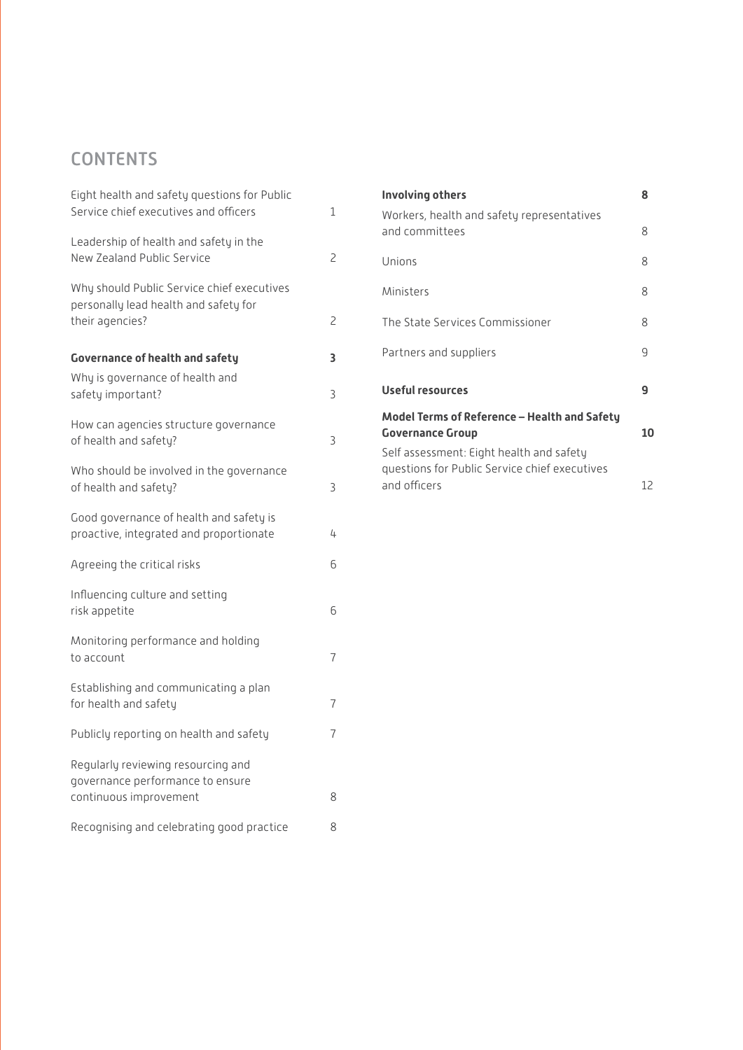## CONTENTS

| | |
|---|---|
| Eight health and safety questions for Public Service chief executives and officers | 1 |
| Leadership of health and safety in the New Zealand Public Service | 2 |
| Why should Public Service chief executives personally lead health and safety for their agencies? | 2 |
| **Governance of health and safety** | **3** |
| Why is governance of health and safety important? | 3 |
| How can agencies structure governance of health and safety? | 3 |
| Who should be involved in the governance of health and safety? | 3 |
| Good governance of health and safety is proactive, integrated and proportionate | 4 |
| Agreeing the critical risks | 6 |
| Influencing culture and setting risk appetite | 6 |
| Monitoring performance and holding to account | 7 |
| Establishing and communicating a plan for health and safety | 7 |
| Publicly reporting on health and safety | 7 |
| Regularly reviewing resourcing and governance performance to ensure continuous improvement | 8 |
| Recognising and celebrating good practice | 8 |
| **Involving others** | **8** |
| Workers, health and safety representatives and committees | 8 |
| Unions | 8 |
| Ministers | 8 |
| The State Services Commissioner | 8 |
| Partners and suppliers | 9 |
| **Useful resources** | **9** |
| **Model Terms of Reference – Health and Safety Governance Group** | **10** |
| Self assessment: Eight health and safety questions for Public Service chief executives and officers | 12 |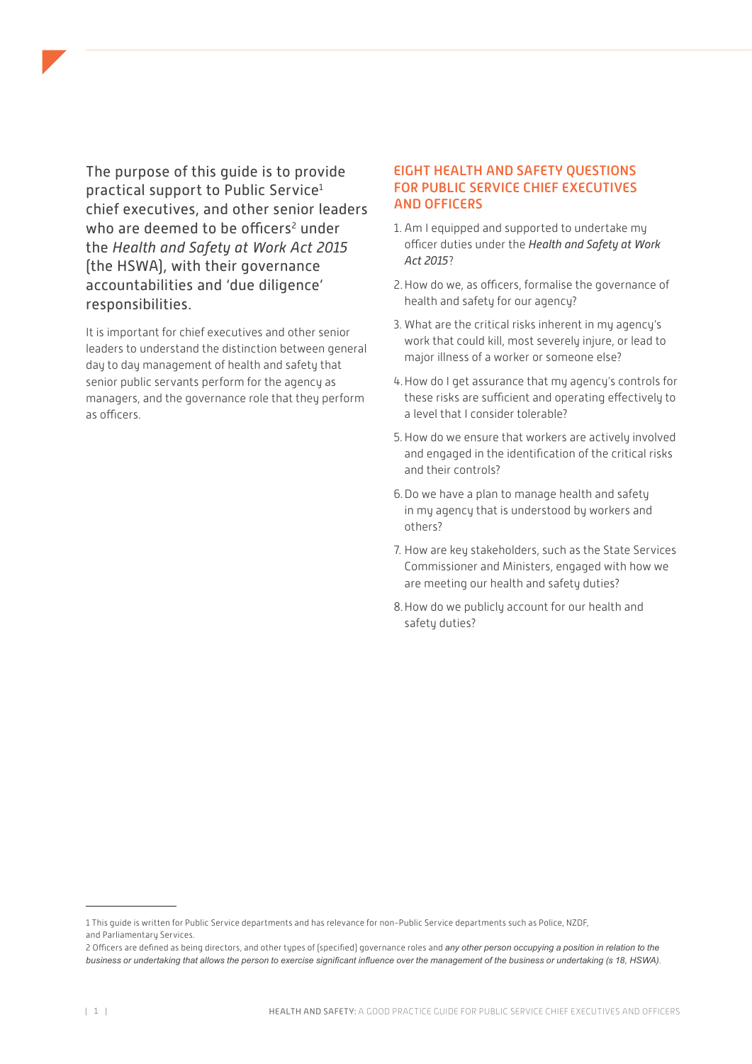The purpose of this guide is to provide practical support to Public Service[1] chief executives, and other senior leaders who are deemed to be officers[2] under the *Health and Safety at Work Act 2015* (the HSWA), with their governance accountabilities and 'due diligence' responsibilities.

It is important for chief executives and other senior leaders to understand the distinction between general day to day management of health and safety that senior public servants perform for the agency as managers, and the governance role that they perform as officers.

## EIGHT HEALTH AND SAFETY QUESTIONS FOR PUBLIC SERVICE CHIEF EXECUTIVES AND OFFICERS

1. Am I equipped and supported to undertake my officer duties under the *Health and Safety at Work Act 2015*?
2. How do we, as officers, formalise the governance of health and safety for our agency?
3. What are the critical risks inherent in my agency's work that could kill, most severely injure, or lead to major illness of a worker or someone else?
4. How do I get assurance that my agency's controls for these risks are sufficient and operating effectively to a level that I consider tolerable?
5. How do we ensure that workers are actively involved and engaged in the identification of the critical risks and their controls?
6. Do we have a plan to manage health and safety in my agency that is understood by workers and others?
7. How are key stakeholders, such as the State Services Commissioner and Ministers, engaged with how we are meeting our health and safety duties?
8. How do we publicly account for our health and safety duties?

---

1 This guide is written for Public Service departments and has relevance for non-Public Service departments such as Police, NZDF, and Parliamentary Services.

2 Officers are defined as being directors, and other types of (specified) governance roles and *any other person occupying a position in relation to the business or undertaking that allows the person to exercise significant influence over the management of the business or undertaking (s 18, HSWA).*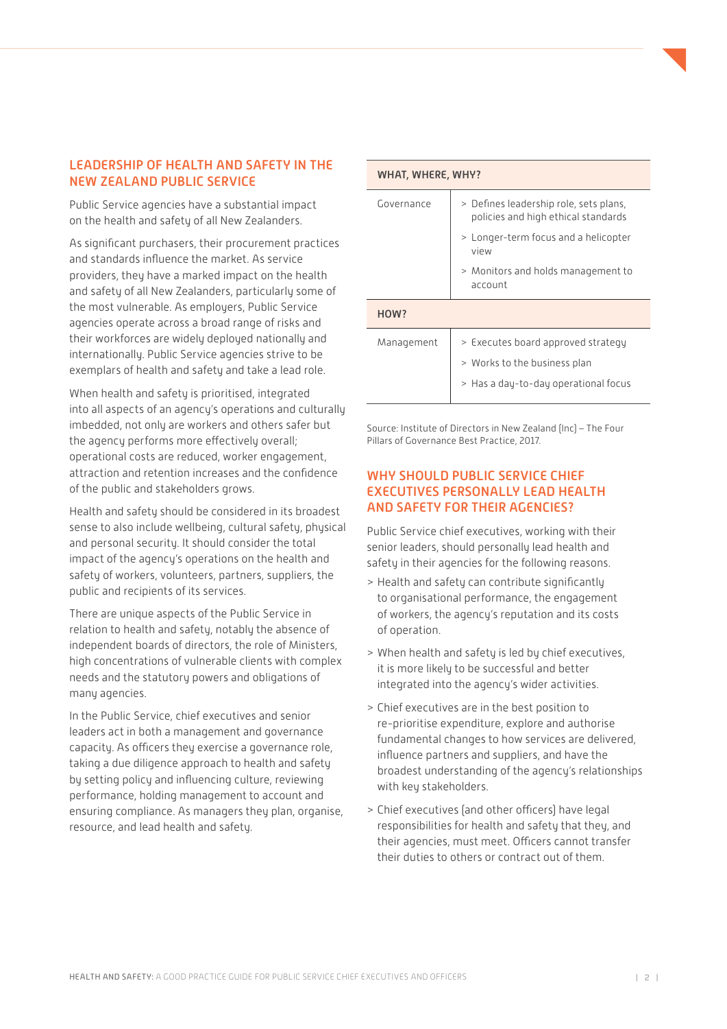## LEADERSHIP OF HEALTH AND SAFETY IN THE NEW ZEALAND PUBLIC SERVICE

Public Service agencies have a substantial impact on the health and safety of all New Zealanders.

As significant purchasers, their procurement practices and standards influence the market. As service providers, they have a marked impact on the health and safety of all New Zealanders, particularly some of the most vulnerable. As employers, Public Service agencies operate across a broad range of risks and their workforces are widely deployed nationally and internationally. Public Service agencies strive to be exemplars of health and safety and take a lead role.

When health and safety is prioritised, integrated into all aspects of an agency's operations and culturally imbedded, not only are workers and others safer but the agency performs more effectively overall; operational costs are reduced, worker engagement, attraction and retention increases and the confidence of the public and stakeholders grows.

Health and safety should be considered in its broadest sense to also include wellbeing, cultural safety, physical and personal security. It should consider the total impact of the agency's operations on the health and safety of workers, volunteers, partners, suppliers, the public and recipients of its services.

There are unique aspects of the Public Service in relation to health and safety, notably the absence of independent boards of directors, the role of Ministers, high concentrations of vulnerable clients with complex needs and the statutory powers and obligations of many agencies.

In the Public Service, chief executives and senior leaders act in both a management and governance capacity. As officers they exercise a governance role, taking a due diligence approach to health and safety by setting policy and influencing culture, reviewing performance, holding management to account and ensuring compliance. As managers they plan, organise, resource, and lead health and safety.

| WHAT, WHERE, WHY? | |
|---|---|
| Governance | > Defines leadership role, sets plans, policies and high ethical standards<br>> Longer-term focus and a helicopter view<br>> Monitors and holds management to account |
| **HOW?** | |
| Management | > Executes board approved strategy<br>> Works to the business plan<br>> Has a day-to-day operational focus |

Source: Institute of Directors in New Zealand (Inc) – The Four Pillars of Governance Best Practice, 2017.

## WHY SHOULD PUBLIC SERVICE CHIEF EXECUTIVES PERSONALLY LEAD HEALTH AND SAFETY FOR THEIR AGENCIES?

Public Service chief executives, working with their senior leaders, should personally lead health and safety in their agencies for the following reasons.

> Health and safety can contribute significantly to organisational performance, the engagement of workers, the agency's reputation and its costs of operation.

> When health and safety is led by chief executives, it is more likely to be successful and better integrated into the agency's wider activities.

> Chief executives are in the best position to re-prioritise expenditure, explore and authorise fundamental changes to how services are delivered, influence partners and suppliers, and have the broadest understanding of the agency's relationships with key stakeholders.

> Chief executives (and other officers) have legal responsibilities for health and safety that they, and their agencies, must meet. Officers cannot transfer their duties to others or contract out of them.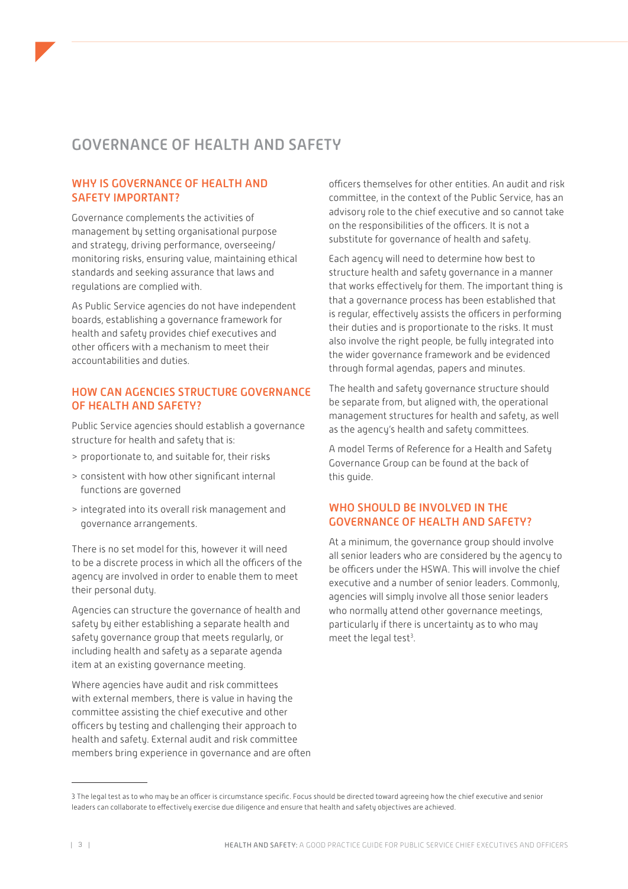# GOVERNANCE OF HEALTH AND SAFETY

## WHY IS GOVERNANCE OF HEALTH AND SAFETY IMPORTANT?

Governance complements the activities of management by setting organisational purpose and strategy, driving performance, overseeing/monitoring risks, ensuring value, maintaining ethical standards and seeking assurance that laws and regulations are complied with.

As Public Service agencies do not have independent boards, establishing a governance framework for health and safety provides chief executives and other officers with a mechanism to meet their accountabilities and duties.

## HOW CAN AGENCIES STRUCTURE GOVERNANCE OF HEALTH AND SAFETY?

Public Service agencies should establish a governance structure for health and safety that is:

> proportionate to, and suitable for, their risks

> consistent with how other significant internal functions are governed

> integrated into its overall risk management and governance arrangements.

There is no set model for this, however it will need to be a discrete process in which all the officers of the agency are involved in order to enable them to meet their personal duty.

Agencies can structure the governance of health and safety by either establishing a separate health and safety governance group that meets regularly, or including health and safety as a separate agenda item at an existing governance meeting.

Where agencies have audit and risk committees with external members, there is value in having the committee assisting the chief executive and other officers by testing and challenging their approach to health and safety. External audit and risk committee members bring experience in governance and are often officers themselves for other entities. An audit and risk committee, in the context of the Public Service, has an advisory role to the chief executive and so cannot take on the responsibilities of the officers. It is not a substitute for governance of health and safety.

Each agency will need to determine how best to structure health and safety governance in a manner that works effectively for them. The important thing is that a governance process has been established that is regular, effectively assists the officers in performing their duties and is proportionate to the risks. It must also involve the right people, be fully integrated into the wider governance framework and be evidenced through formal agendas, papers and minutes.

The health and safety governance structure should be separate from, but aligned with, the operational management structures for health and safety, as well as the agency's health and safety committees.

A model Terms of Reference for a Health and Safety Governance Group can be found at the back of this guide.

## WHO SHOULD BE INVOLVED IN THE GOVERNANCE OF HEALTH AND SAFETY?

At a minimum, the governance group should involve all senior leaders who are considered by the agency to be officers under the HSWA. This will involve the chief executive and a number of senior leaders. Commonly, agencies will simply involve all those senior leaders who normally attend other governance meetings, particularly if there is uncertainty as to who may meet the legal test[3].

---

[3] The legal test as to who may be an officer is circumstance specific. Focus should be directed toward agreeing how the chief executive and senior leaders can collaborate to effectively exercise due diligence and ensure that health and safety objectives are achieved.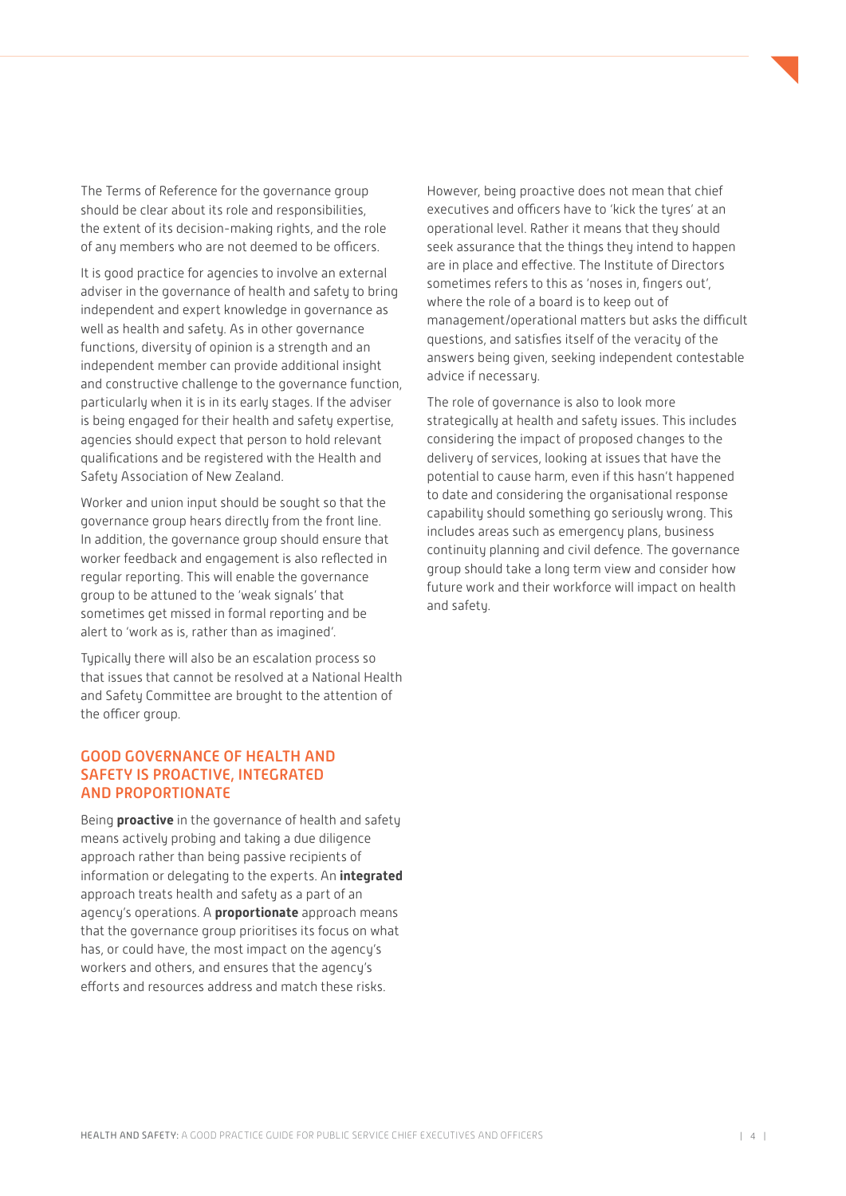The Terms of Reference for the governance group should be clear about its role and responsibilities, the extent of its decision-making rights, and the role of any members who are not deemed to be officers.

It is good practice for agencies to involve an external adviser in the governance of health and safety to bring independent and expert knowledge in governance as well as health and safety. As in other governance functions, diversity of opinion is a strength and an independent member can provide additional insight and constructive challenge to the governance function, particularly when it is in its early stages. If the adviser is being engaged for their health and safety expertise, agencies should expect that person to hold relevant qualifications and be registered with the Health and Safety Association of New Zealand.

Worker and union input should be sought so that the governance group hears directly from the front line. In addition, the governance group should ensure that worker feedback and engagement is also reflected in regular reporting. This will enable the governance group to be attuned to the 'weak signals' that sometimes get missed in formal reporting and be alert to 'work as is, rather than as imagined'.

Typically there will also be an escalation process so that issues that cannot be resolved at a National Health and Safety Committee are brought to the attention of the officer group.

## GOOD GOVERNANCE OF HEALTH AND SAFETY IS PROACTIVE, INTEGRATED AND PROPORTIONATE

Being **proactive** in the governance of health and safety means actively probing and taking a due diligence approach rather than being passive recipients of information or delegating to the experts. An **integrated** approach treats health and safety as a part of an agency's operations. A **proportionate** approach means that the governance group prioritises its focus on what has, or could have, the most impact on the agency's workers and others, and ensures that the agency's efforts and resources address and match these risks.

However, being proactive does not mean that chief executives and officers have to 'kick the tyres' at an operational level. Rather it means that they should seek assurance that the things they intend to happen are in place and effective. The Institute of Directors sometimes refers to this as 'noses in, fingers out', where the role of a board is to keep out of management/operational matters but asks the difficult questions, and satisfies itself of the veracity of the answers being given, seeking independent contestable advice if necessary.

The role of governance is also to look more strategically at health and safety issues. This includes considering the impact of proposed changes to the delivery of services, looking at issues that have the potential to cause harm, even if this hasn't happened to date and considering the organisational response capability should something go seriously wrong. This includes areas such as emergency plans, business continuity planning and civil defence. The governance group should take a long term view and consider how future work and their workforce will impact on health and safety.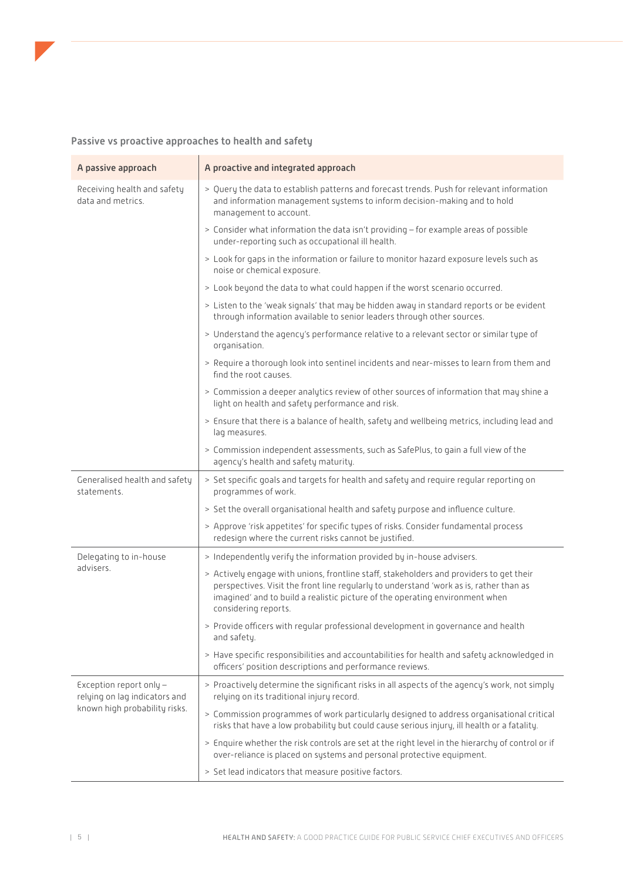### Passive vs proactive approaches to health and safety

| A passive approach | A proactive and integrated approach |
|---|---|
| Receiving health and safety data and metrics. | > Query the data to establish patterns and forecast trends. Push for relevant information and information management systems to inform decision-making and to hold management to account. |
| | > Consider what information the data isn't providing – for example areas of possible under-reporting such as occupational ill health. |
| | > Look for gaps in the information or failure to monitor hazard exposure levels such as noise or chemical exposure. |
| | > Look beyond the data to what could happen if the worst scenario occurred. |
| | > Listen to the 'weak signals' that may be hidden away in standard reports or be evident through information available to senior leaders through other sources. |
| | > Understand the agency's performance relative to a relevant sector or similar type of organisation. |
| | > Require a thorough look into sentinel incidents and near-misses to learn from them and find the root causes. |
| | > Commission a deeper analytics review of other sources of information that may shine a light on health and safety performance and risk. |
| | > Ensure that there is a balance of health, safety and wellbeing metrics, including lead and lag measures. |
| | > Commission independent assessments, such as SafePlus, to gain a full view of the agency's health and safety maturity. |
| Generalised health and safety statements. | > Set specific goals and targets for health and safety and require regular reporting on programmes of work. |
| | > Set the overall organisational health and safety purpose and influence culture. |
| | > Approve 'risk appetites' for specific types of risks. Consider fundamental process redesign where the current risks cannot be justified. |
| Delegating to in-house advisers. | > Independently verify the information provided by in-house advisers. |
| | > Actively engage with unions, frontline staff, stakeholders and providers to get their perspectives. Visit the front line regularly to understand 'work as is, rather than as imagined' and to build a realistic picture of the operating environment when considering reports. |
| | > Provide officers with regular professional development in governance and health and safety. |
| | > Have specific responsibilities and accountabilities for health and safety acknowledged in officers' position descriptions and performance reviews. |
| Exception report only – relying on lag indicators and known high probability risks. | > Proactively determine the significant risks in all aspects of the agency's work, not simply relying on its traditional injury record. |
| | > Commission programmes of work particularly designed to address organisational critical risks that have a low probability but could cause serious injury, ill health or a fatality. |
| | > Enquire whether the risk controls are set at the right level in the hierarchy of control or if over-reliance is placed on systems and personal protective equipment. |
| | > Set lead indicators that measure positive factors. |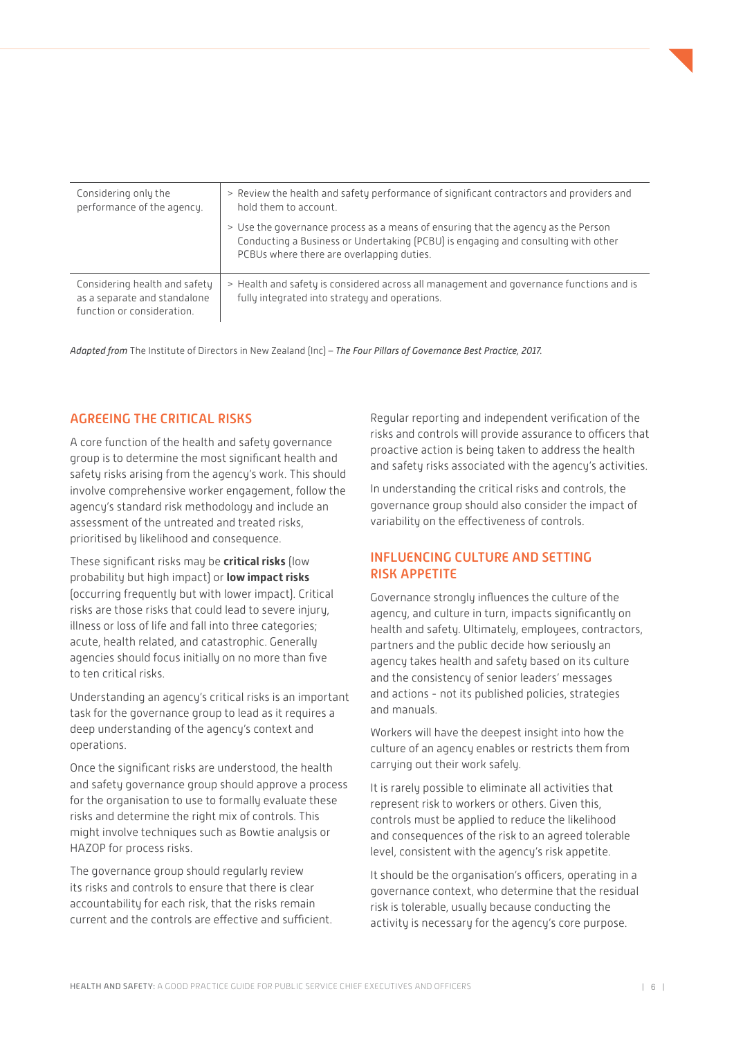| | |
|---|---|
| Considering only the performance of the agency. | > Review the health and safety performance of significant contractors and providers and hold them to account.<br><br>> Use the governance process as a means of ensuring that the agency as the Person Conducting a Business or Undertaking (PCBU) is engaging and consulting with other PCBUs where there are overlapping duties. |
| Considering health and safety as a separate and standalone function or consideration. | > Health and safety is considered across all management and governance functions and is fully integrated into strategy and operations. |

*Adapted from* The Institute of Directors in New Zealand (Inc) – *The Four Pillars of Governance Best Practice, 2017.*

## AGREEING THE CRITICAL RISKS

A core function of the health and safety governance group is to determine the most significant health and safety risks arising from the agency's work. This should involve comprehensive worker engagement, follow the agency's standard risk methodology and include an assessment of the untreated and treated risks, prioritised by likelihood and consequence.

These significant risks may be **critical risks** (low probability but high impact) or **low impact risks** (occurring frequently but with lower impact). Critical risks are those risks that could lead to severe injury, illness or loss of life and fall into three categories; acute, health related, and catastrophic. Generally agencies should focus initially on no more than five to ten critical risks.

Understanding an agency's critical risks is an important task for the governance group to lead as it requires a deep understanding of the agency's context and operations.

Once the significant risks are understood, the health and safety governance group should approve a process for the organisation to use to formally evaluate these risks and determine the right mix of controls. This might involve techniques such as Bowtie analysis or HAZOP for process risks.

The governance group should regularly review its risks and controls to ensure that there is clear accountability for each risk, that the risks remain current and the controls are effective and sufficient.

Regular reporting and independent verification of the risks and controls will provide assurance to officers that proactive action is being taken to address the health and safety risks associated with the agency's activities.

In understanding the critical risks and controls, the governance group should also consider the impact of variability on the effectiveness of controls.

## INFLUENCING CULTURE AND SETTING RISK APPETITE

Governance strongly influences the culture of the agency, and culture in turn, impacts significantly on health and safety. Ultimately, employees, contractors, partners and the public decide how seriously an agency takes health and safety based on its culture and the consistency of senior leaders' messages and actions - not its published policies, strategies and manuals.

Workers will have the deepest insight into how the culture of an agency enables or restricts them from carrying out their work safely.

It is rarely possible to eliminate all activities that represent risk to workers or others. Given this, controls must be applied to reduce the likelihood and consequences of the risk to an agreed tolerable level, consistent with the agency's risk appetite.

It should be the organisation's officers, operating in a governance context, who determine that the residual risk is tolerable, usually because conducting the activity is necessary for the agency's core purpose.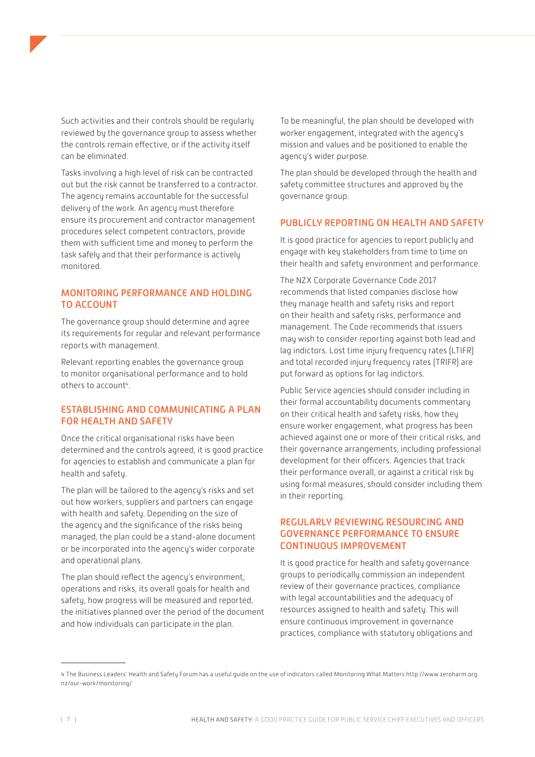Such activities and their controls should be regularly reviewed by the governance group to assess whether the controls remain effective, or if the activity itself can be eliminated.

Tasks involving a high level of risk can be contracted out but the risk cannot be transferred to a contractor. The agency remains accountable for the successful delivery of the work. An agency must therefore ensure its procurement and contractor management procedures select competent contractors, provide them with sufficient time and money to perform the task safely and that their performance is actively monitored.

## MONITORING PERFORMANCE AND HOLDING TO ACCOUNT

The governance group should determine and agree its requirements for regular and relevant performance reports with management.

Relevant reporting enables the governance group to monitor organisational performance and to hold others to account[4].

## ESTABLISHING AND COMMUNICATING A PLAN FOR HEALTH AND SAFETY

Once the critical organisational risks have been determined and the controls agreed, it is good practice for agencies to establish and communicate a plan for health and safety.

The plan will be tailored to the agency's risks and set out how workers, suppliers and partners can engage with health and safety. Depending on the size of the agency and the significance of the risks being managed, the plan could be a stand-alone document or be incorporated into the agency's wider corporate and operational plans.

The plan should reflect the agency's environment, operations and risks, its overall goals for health and safety, how progress will be measured and reported, the initiatives planned over the period of the document and how individuals can participate in the plan.

To be meaningful, the plan should be developed with worker engagement, integrated with the agency's mission and values and be positioned to enable the agency's wider purpose.

The plan should be developed through the health and safety committee structures and approved by the governance group.

## PUBLICLY REPORTING ON HEALTH AND SAFETY

It is good practice for agencies to report publicly and engage with key stakeholders from time to time on their health and safety environment and performance.

The NZX Corporate Governance Code 2017 recommends that listed companies disclose how they manage health and safety risks and report on their health and safety risks, performance and management. The Code recommends that issuers may wish to consider reporting against both lead and lag indictors. Lost time injury frequency rates (LTIFR) and total recorded injury frequency rates (TRIFR) are put forward as options for lag indictors.

Public Service agencies should consider including in their formal accountability documents commentary on their critical health and safety risks, how they ensure worker engagement, what progress has been achieved against one or more of their critical risks, and their governance arrangements, including professional development for their officers. Agencies that track their performance overall, or against a critical risk by using formal measures, should consider including them in their reporting.

## REGULARLY REVIEWING RESOURCING AND GOVERNANCE PERFORMANCE TO ENSURE CONTINUOUS IMPROVEMENT

It is good practice for health and safety governance groups to periodically commission an independent review of their governance practices, compliance with legal accountabilities and the adequacy of resources assigned to health and safety. This will ensure continuous improvement in governance practices, compliance with statutory obligations and

---

4 The Business Leaders' Health and Safety Forum has a useful guide on the use of indicators called Monitoring What Matters http://www.zeroharm.org.nz/our-work/monitoring/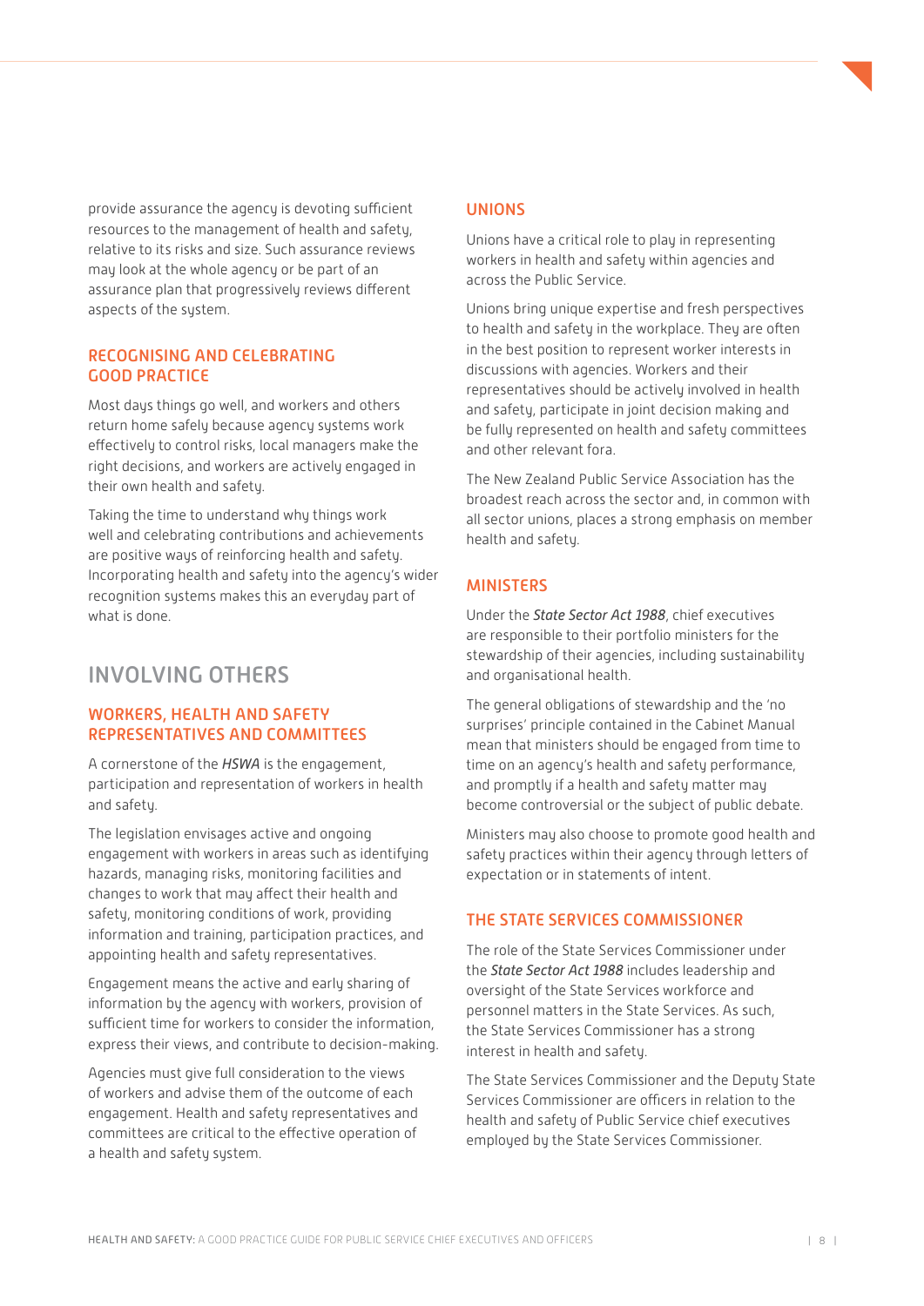provide assurance the agency is devoting sufficient resources to the management of health and safety, relative to its risks and size. Such assurance reviews may look at the whole agency or be part of an assurance plan that progressively reviews different aspects of the system.

### RECOGNISING AND CELEBRATING GOOD PRACTICE

Most days things go well, and workers and others return home safely because agency systems work effectively to control risks, local managers make the right decisions, and workers are actively engaged in their own health and safety.

Taking the time to understand why things work well and celebrating contributions and achievements are positive ways of reinforcing health and safety. Incorporating health and safety into the agency's wider recognition systems makes this an everyday part of what is done.

## INVOLVING OTHERS

### WORKERS, HEALTH AND SAFETY REPRESENTATIVES AND COMMITTEES

A cornerstone of the *HSWA* is the engagement, participation and representation of workers in health and safety.

The legislation envisages active and ongoing engagement with workers in areas such as identifying hazards, managing risks, monitoring facilities and changes to work that may affect their health and safety, monitoring conditions of work, providing information and training, participation practices, and appointing health and safety representatives.

Engagement means the active and early sharing of information by the agency with workers, provision of sufficient time for workers to consider the information, express their views, and contribute to decision-making.

Agencies must give full consideration to the views of workers and advise them of the outcome of each engagement. Health and safety representatives and committees are critical to the effective operation of a health and safety system.

### UNIONS

Unions have a critical role to play in representing workers in health and safety within agencies and across the Public Service.

Unions bring unique expertise and fresh perspectives to health and safety in the workplace. They are often in the best position to represent worker interests in discussions with agencies. Workers and their representatives should be actively involved in health and safety, participate in joint decision making and be fully represented on health and safety committees and other relevant fora.

The New Zealand Public Service Association has the broadest reach across the sector and, in common with all sector unions, places a strong emphasis on member health and safety.

### MINISTERS

Under the ***State Sector Act 1988***, chief executives are responsible to their portfolio ministers for the stewardship of their agencies, including sustainability and organisational health.

The general obligations of stewardship and the 'no surprises' principle contained in the Cabinet Manual mean that ministers should be engaged from time to time on an agency's health and safety performance, and promptly if a health and safety matter may become controversial or the subject of public debate.

Ministers may also choose to promote good health and safety practices within their agency through letters of expectation or in statements of intent.

### THE STATE SERVICES COMMISSIONER

The role of the State Services Commissioner under the ***State Sector Act 1988*** includes leadership and oversight of the State Services workforce and personnel matters in the State Services. As such, the State Services Commissioner has a strong interest in health and safety.

The State Services Commissioner and the Deputy State Services Commissioner are officers in relation to the health and safety of Public Service chief executives employed by the State Services Commissioner.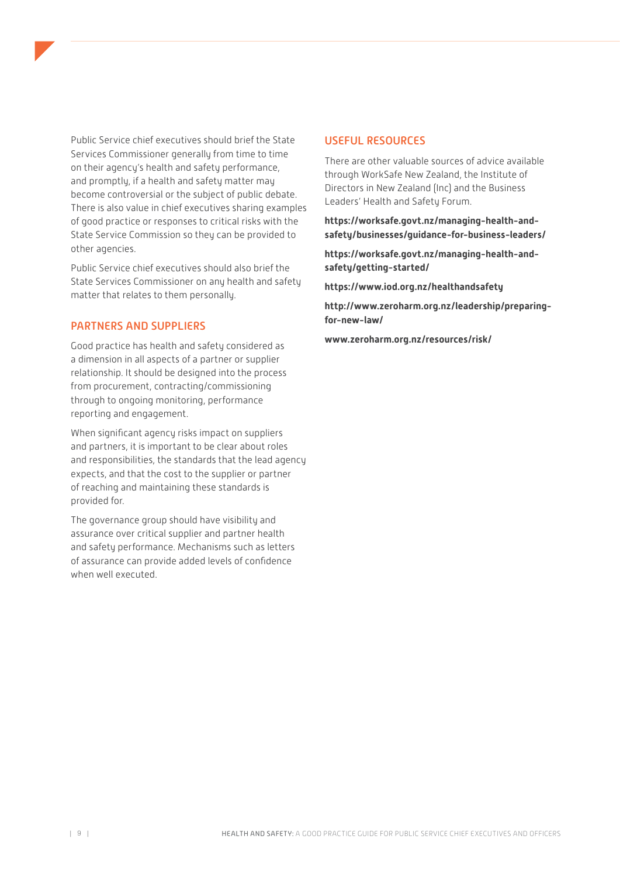Public Service chief executives should brief the State Services Commissioner generally from time to time on their agency's health and safety performance, and promptly, if a health and safety matter may become controversial or the subject of public debate. There is also value in chief executives sharing examples of good practice or responses to critical risks with the State Service Commission so they can be provided to other agencies.

Public Service chief executives should also brief the State Services Commissioner on any health and safety matter that relates to them personally.

## PARTNERS AND SUPPLIERS

Good practice has health and safety considered as a dimension in all aspects of a partner or supplier relationship. It should be designed into the process from procurement, contracting/commissioning through to ongoing monitoring, performance reporting and engagement.

When significant agency risks impact on suppliers and partners, it is important to be clear about roles and responsibilities, the standards that the lead agency expects, and that the cost to the supplier or partner of reaching and maintaining these standards is provided for.

The governance group should have visibility and assurance over critical supplier and partner health and safety performance. Mechanisms such as letters of assurance can provide added levels of confidence when well executed.

## USEFUL RESOURCES

There are other valuable sources of advice available through WorkSafe New Zealand, the Institute of Directors in New Zealand (Inc) and the Business Leaders' Health and Safety Forum.

**https://worksafe.govt.nz/managing-health-and-safety/businesses/guidance-for-business-leaders/**

**https://worksafe.govt.nz/managing-health-and-safety/getting-started/**

**https://www.iod.org.nz/healthandsafety**

**http://www.zeroharm.org.nz/leadership/preparing-for-new-law/**

**www.zeroharm.org.nz/resources/risk/**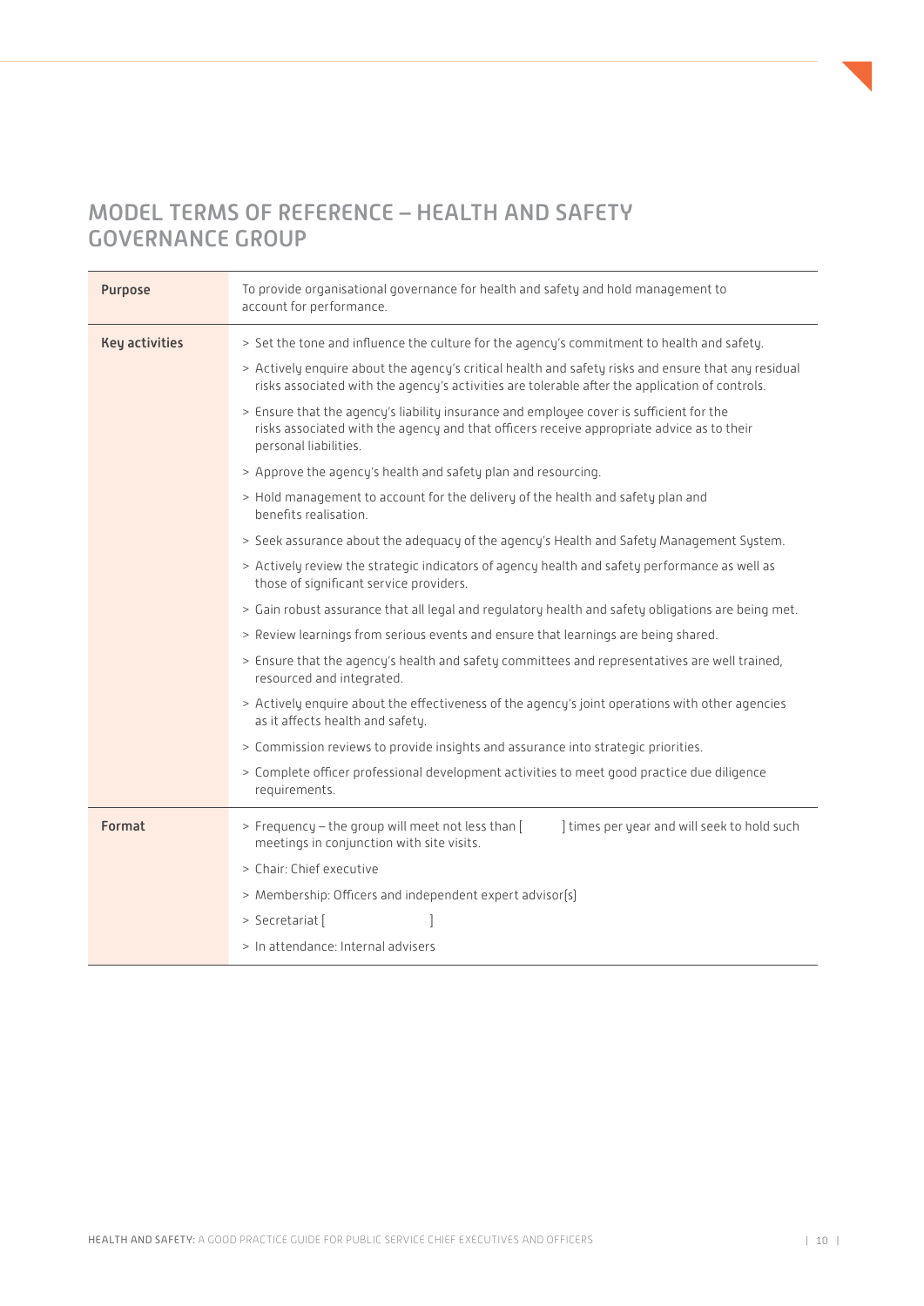# MODEL TERMS OF REFERENCE – HEALTH AND SAFETY GOVERNANCE GROUP

| | |
|---|---|
| **Purpose** | To provide organisational governance for health and safety and hold management to account for performance. |
| **Key activities** | > Set the tone and influence the culture for the agency's commitment to health and safety.<br>> Actively enquire about the agency's critical health and safety risks and ensure that any residual risks associated with the agency's activities are tolerable after the application of controls.<br>> Ensure that the agency's liability insurance and employee cover is sufficient for the risks associated with the agency and that officers receive appropriate advice as to their personal liabilities.<br>> Approve the agency's health and safety plan and resourcing.<br>> Hold management to account for the delivery of the health and safety plan and benefits realisation.<br>> Seek assurance about the adequacy of the agency's Health and Safety Management System.<br>> Actively review the strategic indicators of agency health and safety performance as well as those of significant service providers.<br>> Gain robust assurance that all legal and regulatory health and safety obligations are being met.<br>> Review learnings from serious events and ensure that learnings are being shared.<br>> Ensure that the agency's health and safety committees and representatives are well trained, resourced and integrated.<br>> Actively enquire about the effectiveness of the agency's joint operations with other agencies as it affects health and safety.<br>> Commission reviews to provide insights and assurance into strategic priorities.<br>> Complete officer professional development activities to meet good practice due diligence requirements. |
| **Format** | > Frequency – the group will meet not less than [ ] times per year and will seek to hold such meetings in conjunction with site visits.<br>> Chair: Chief executive<br>> Membership: Officers and independent expert advisor(s)<br>> Secretariat [ ]<br>> In attendance: Internal advisers |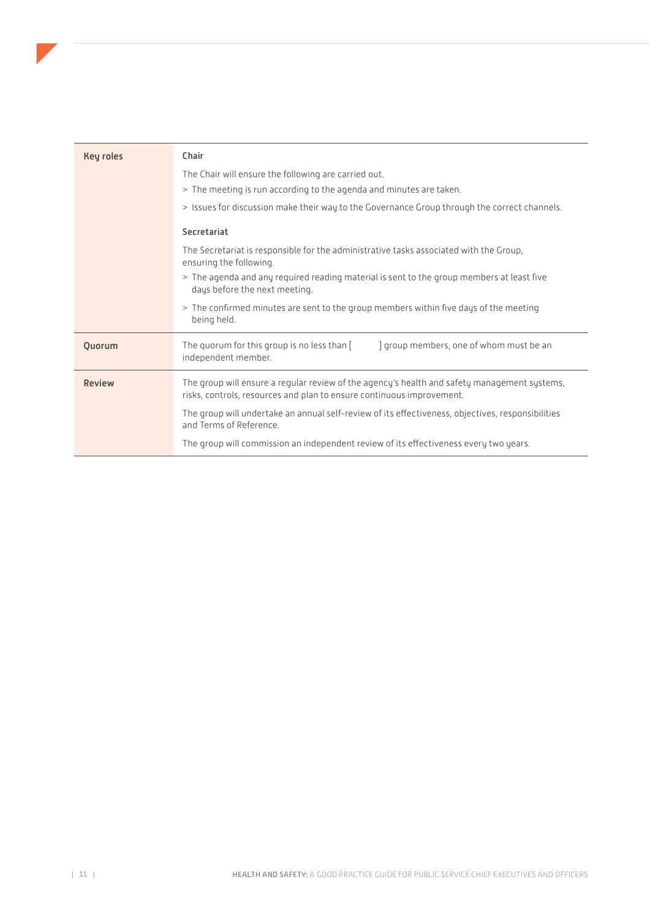| | |
|---|---|
| **Key roles** | **Chair**<br><br>The Chair will ensure the following are carried out.<br>> The meeting is run according to the agenda and minutes are taken.<br>> Issues for discussion make their way to the Governance Group through the correct channels.<br><br>**Secretariat**<br><br>The Secretariat is responsible for the administrative tasks associated with the Group, ensuring the following.<br>> The agenda and any required reading material is sent to the group members at least five days before the next meeting.<br>> The confirmed minutes are sent to the group members within five days of the meeting being held. |
| **Quorum** | The quorum for this group is no less than [ ] group members, one of whom must be an independent member. |
| **Review** | The group will ensure a regular review of the agency's health and safety management systems, risks, controls, resources and plan to ensure continuous improvement.<br><br>The group will undertake an annual self-review of its effectiveness, objectives, responsibilities and Terms of Reference.<br><br>The group will commission an independent review of its effectiveness every two years. |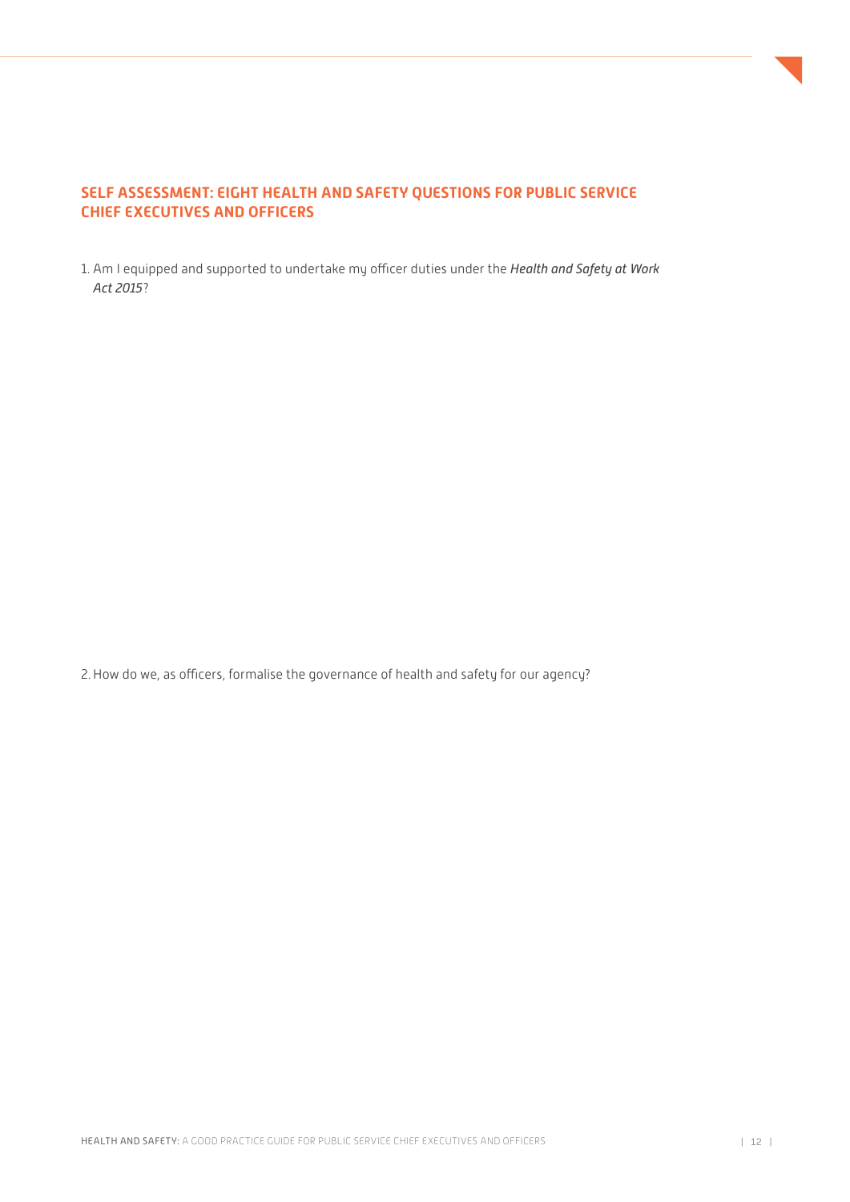## SELF ASSESSMENT: EIGHT HEALTH AND SAFETY QUESTIONS FOR PUBLIC SERVICE CHIEF EXECUTIVES AND OFFICERS

1. Am I equipped and supported to undertake my officer duties under the *Health and Safety at Work Act 2015*?

2. How do we, as officers, formalise the governance of health and safety for our agency?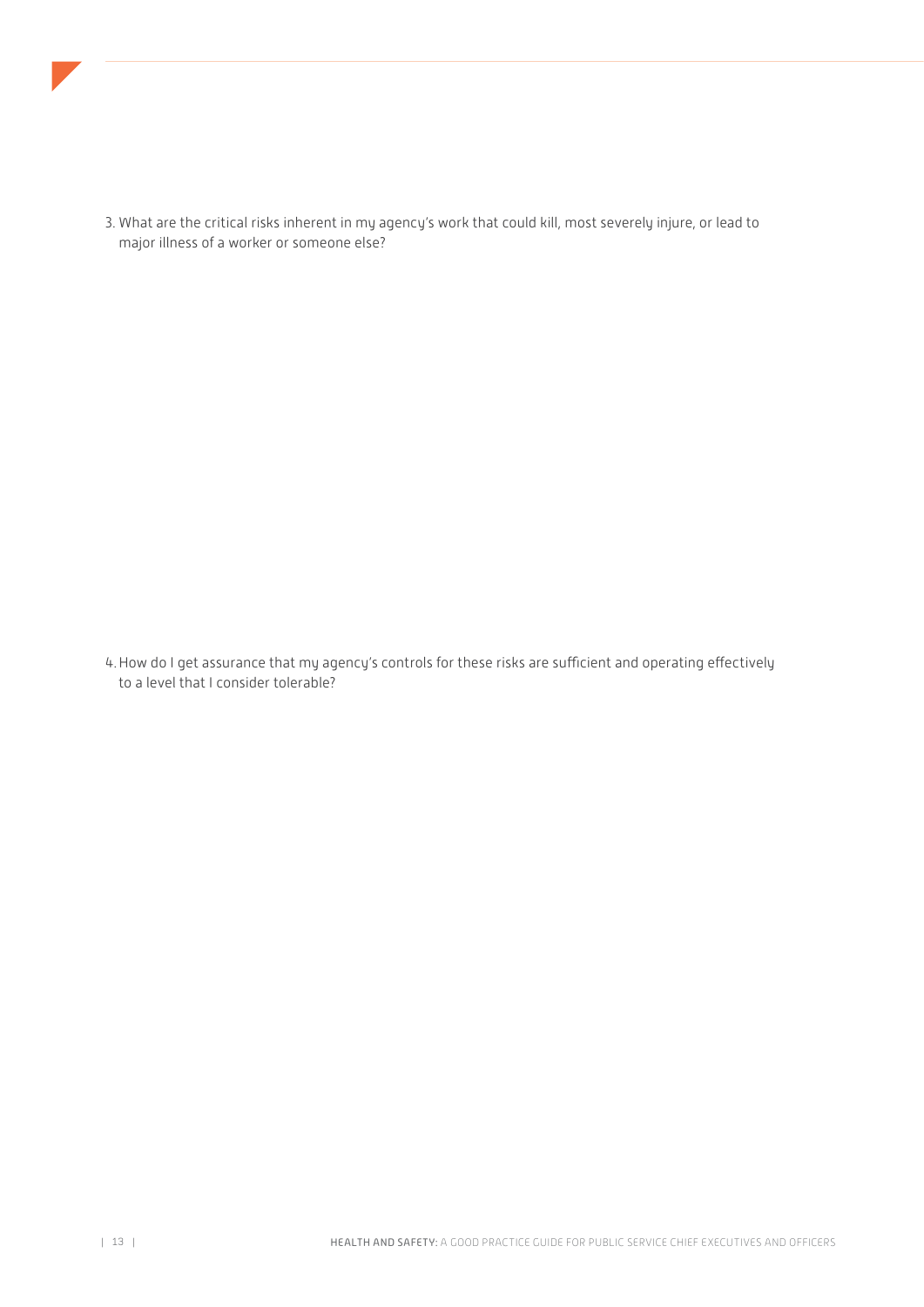3. What are the critical risks inherent in my agency's work that could kill, most severely injure, or lead to major illness of a worker or someone else?

4. How do I get assurance that my agency's controls for these risks are sufficient and operating effectively to a level that I consider tolerable?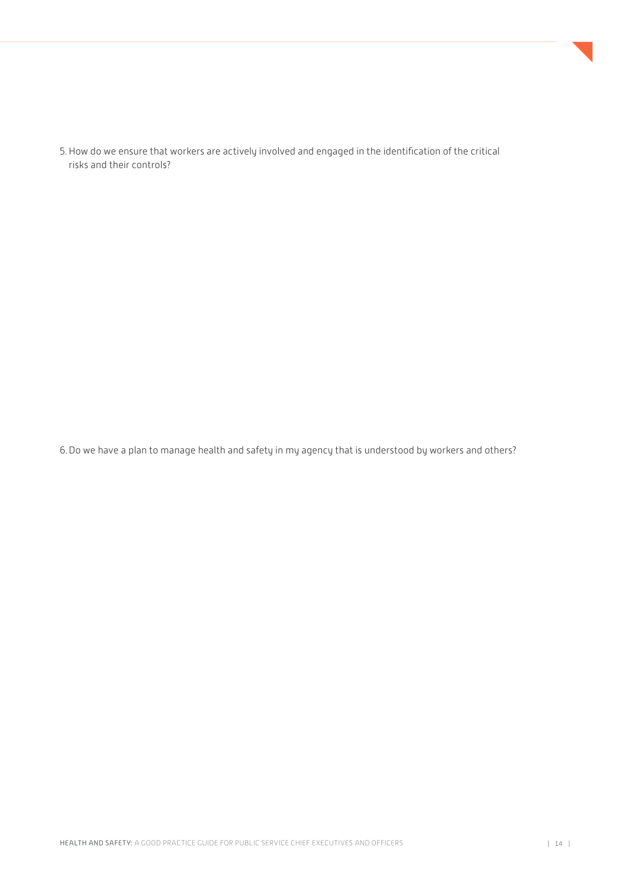5. How do we ensure that workers are actively involved and engaged in the identification of the critical risks and their controls?

6. Do we have a plan to manage health and safety in my agency that is understood by workers and others?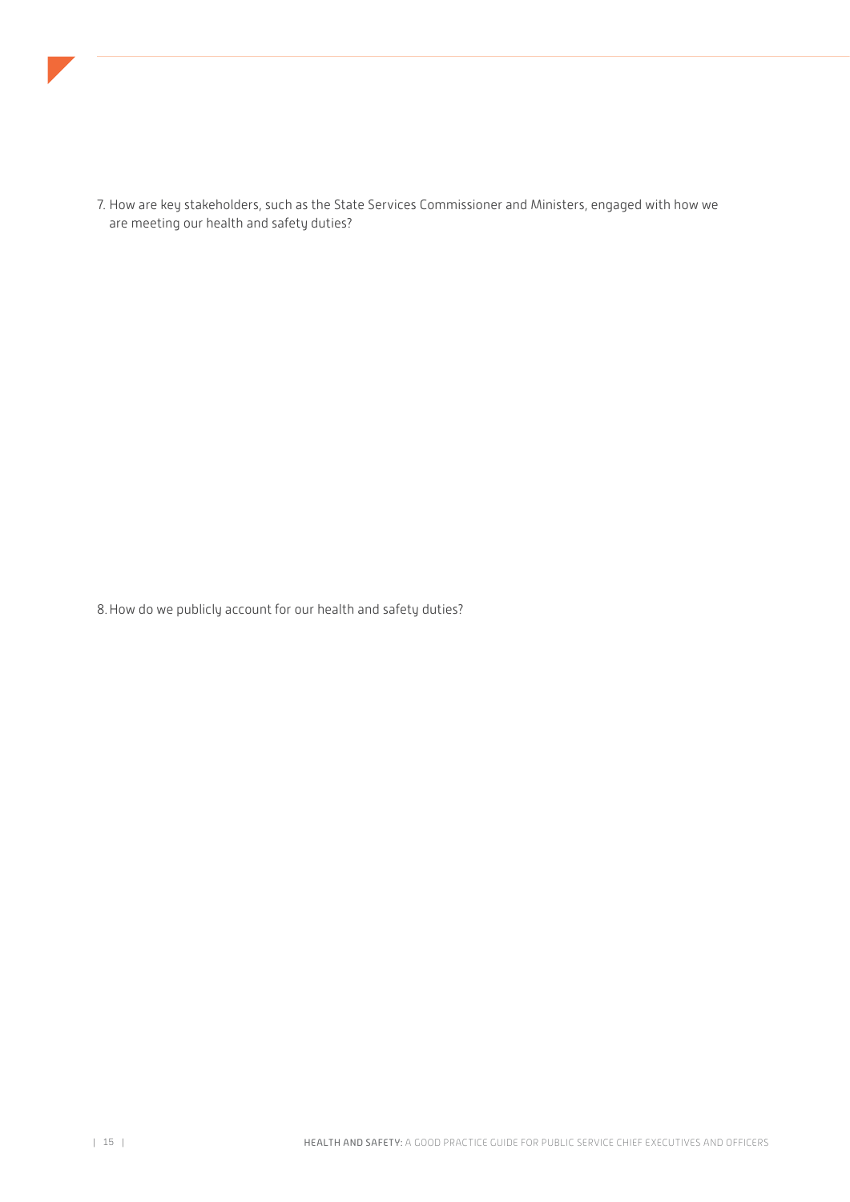7. How are key stakeholders, such as the State Services Commissioner and Ministers, engaged with how we are meeting our health and safety duties?

8. How do we publicly account for our health and safety duties?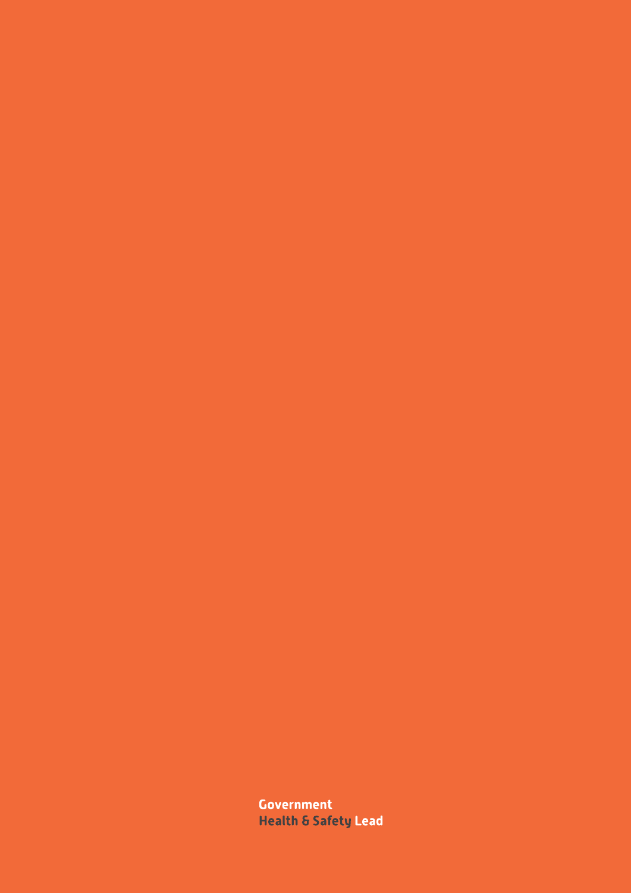Government
Health & Safety Lead